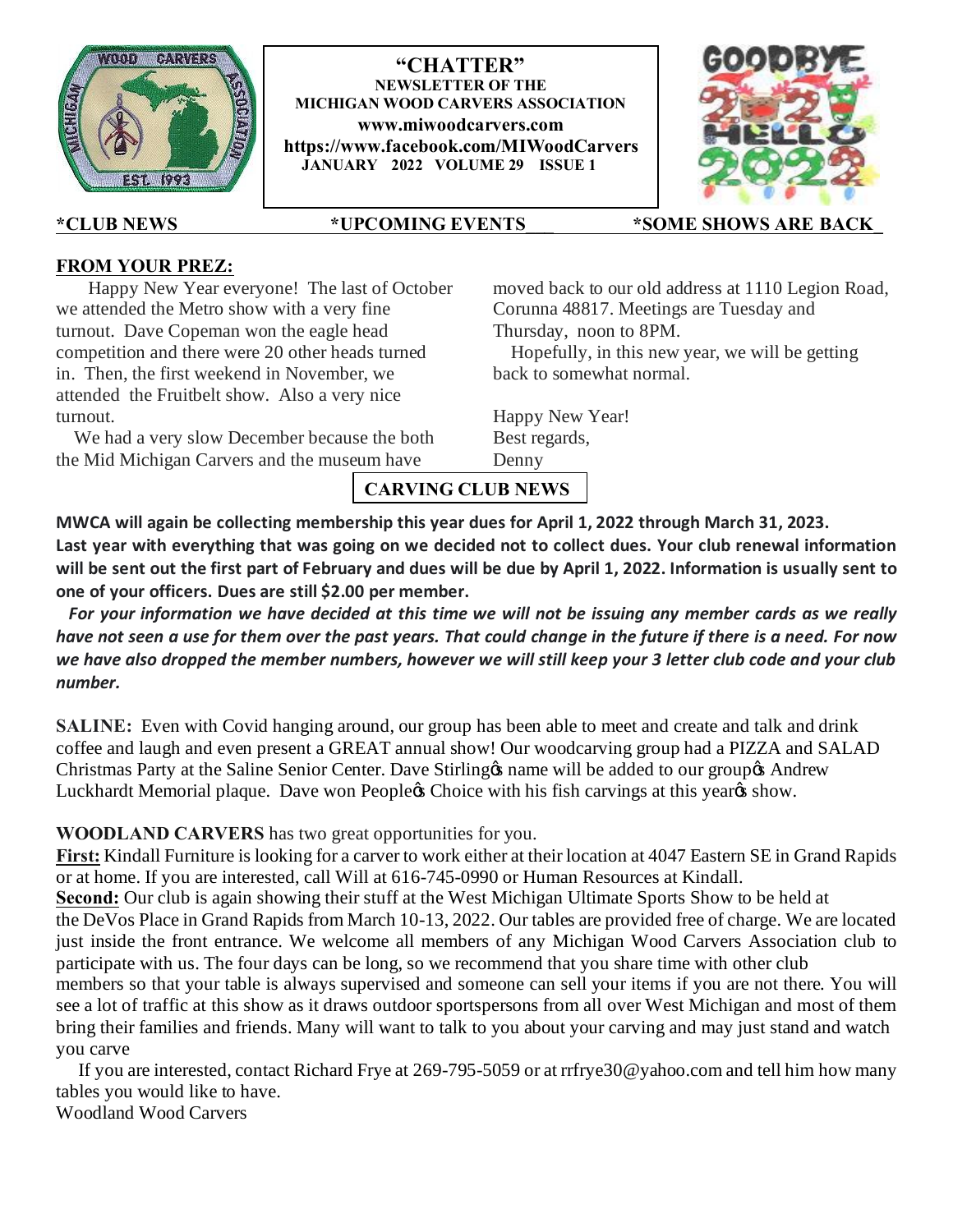# "CHATTER"

**NEWSLETTER OF THE MICHIGAN WOOD CARVERS ASSOCIATION**

**www.miwoodcarvers.com**

**https://www.facebook.com/MIWoodCarvers**

**JANUARY 2022 VOLUME 29 ISSUE 1**

**\*CLUB NEWS** **\*UPCOMING EVENTS** **\*SOME SHOWS ARE BACK**

## FROM YOUR PREZ:

Happy New Year everyone! The last of October we attended the Metro show with a very fine turnout. Dave Copeman won the eagle head competition and there were 20 other heads turned in. Then, the first weekend in November, we attended the Fruitbelt show. Also a very nice turnout.

We had a very slow December because the both the Mid Michigan Carvers and the museum have moved back to our old address at 1110 Legion Road, Corunna 48817. Meetings are Tuesday and Thursday, noon to 8PM.

Hopefully, in this new year, we will be getting back to somewhat normal.

Happy New Year!
Best regards,
Denny

## CARVING CLUB NEWS

**MWCA will again be collecting membership this year dues for April 1, 2022 through March 31, 2023. Last year with everything that was going on we decided not to collect dues. Your club renewal information will be sent out the first part of February and dues will be due by April 1, 2022. Information is usually sent to one of your officers. Dues are still $2.00 per member.**

***For your information we have decided at this time we will not be issuing any member cards as we really have not seen a use for them over the past years. That could change in the future if there is a need. For now we have also dropped the member numbers, however we will still keep your 3 letter club code and your club number.***

**SALINE:** Even with Covid hanging around, our group has been able to meet and create and talk and drink coffee and laugh and even present a GREAT annual show! Our woodcarving group had a PIZZA and SALAD Christmas Party at the Saline Senior Center. Dave Stirling's name will be added to our group's Andrew Luckhardt Memorial plaque. Dave won People's Choice with his fish carvings at this year's show.

**WOODLAND CARVERS** has two great opportunities for you.

**First:** Kindall Furniture is looking for a carver to work either at their location at 4047 Eastern SE in Grand Rapids or at home. If you are interested, call Will at 616-745-0990 or Human Resources at Kindall.

**Second:** Our club is again showing their stuff at the West Michigan Ultimate Sports Show to be held at the DeVos Place in Grand Rapids from March 10-13, 2022. Our tables are provided free of charge. We are located just inside the front entrance. We welcome all members of any Michigan Wood Carvers Association club to participate with us. The four days can be long, so we recommend that you share time with other club members so that your table is always supervised and someone can sell your items if you are not there. You will see a lot of traffic at this show as it draws outdoor sportspersons from all over West Michigan and most of them bring their families and friends. Many will want to talk to you about your carving and may just stand and watch you carve

If you are interested, contact Richard Frye at 269-795-5059 or at rrfrye30@yahoo.com and tell him how many tables you would like to have.

Woodland Wood Carvers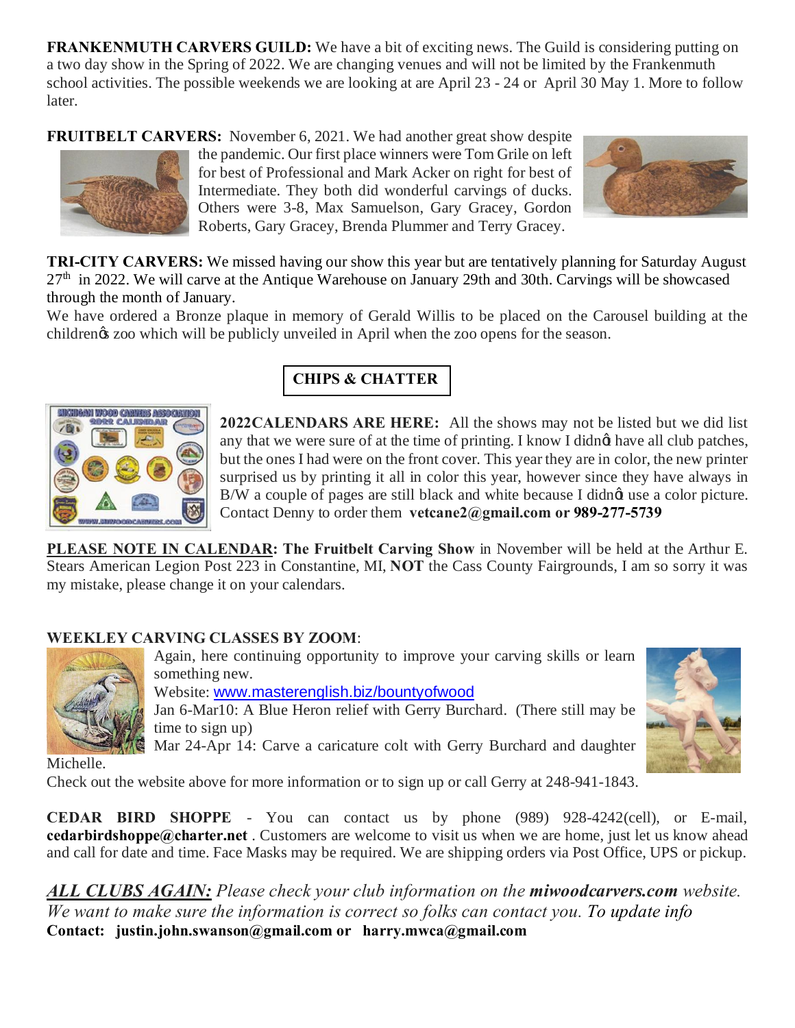**FRANKENMUTH CARVERS GUILD:** We have a bit of exciting news. The Guild is considering putting on a two day show in the Spring of 2022. We are changing venues and will not be limited by the Frankenmuth school activities. The possible weekends we are looking at are April 23 - 24 or April 30 May 1. More to follow later.

**FRUITBELT CARVERS:** November 6, 2021. We had another great show despite the pandemic. Our first place winners were Tom Grile on left for best of Professional and Mark Acker on right for best of Intermediate. They both did wonderful carvings of ducks. Others were 3-8, Max Samuelson, Gary Gracey, Gordon Roberts, Gary Gracey, Brenda Plummer and Terry Gracey.

**TRI-CITY CARVERS:** We missed having our show this year but are tentatively planning for Saturday August 27th in 2022. We will carve at the Antique Warehouse on January 29th and 30th. Carvings will be showcased through the month of January.

We have ordered a Bronze plaque in memory of Gerald Willis to be placed on the Carousel building at the children's zoo which will be publicly unveiled in April when the zoo opens for the season.

## CHIPS & CHATTER

**2022CALENDARS ARE HERE:** All the shows may not be listed but we did list any that we were sure of at the time of printing. I know I didn't have all club patches, but the ones I had were on the front cover. This year they are in color, the new printer surprised us by printing it all in color this year, however since they have always in B/W a couple of pages are still black and white because I didn't use a color picture. Contact Denny to order them **vetcane2@gmail.com or 989-277-5739**

**PLEASE NOTE IN CALENDAR: The Fruitbelt Carving Show** in November will be held at the Arthur E. Stears American Legion Post 223 in Constantine, MI, **NOT** the Cass County Fairgrounds, I am so sorry it was my mistake, please change it on your calendars.

**WEEKLEY CARVING CLASSES BY ZOOM**:

Again, here continuing opportunity to improve your carving skills or learn something new.

Website: www.masterenglish.biz/bountyofwood

Jan 6-Mar10: A Blue Heron relief with Gerry Burchard. (There still may be time to sign up)

Mar 24-Apr 14: Carve a caricature colt with Gerry Burchard and daughter Michelle.

Check out the website above for more information or to sign up or call Gerry at 248-941-1843.

**CEDAR BIRD SHOPPE** - You can contact us by phone (989) 928-4242(cell), or E-mail, **cedarbirdshoppe@charter.net** . Customers are welcome to visit us when we are home, just let us know ahead and call for date and time. Face Masks may be required. We are shipping orders via Post Office, UPS or pickup.

***ALL CLUBS AGAIN:*** *Please check your club information on the* ***miwoodcarvers.com*** *website. We want to make sure the information is correct so folks can contact you. To update info*
**Contact: justin.john.swanson@gmail.com or harry.mwca@gmail.com**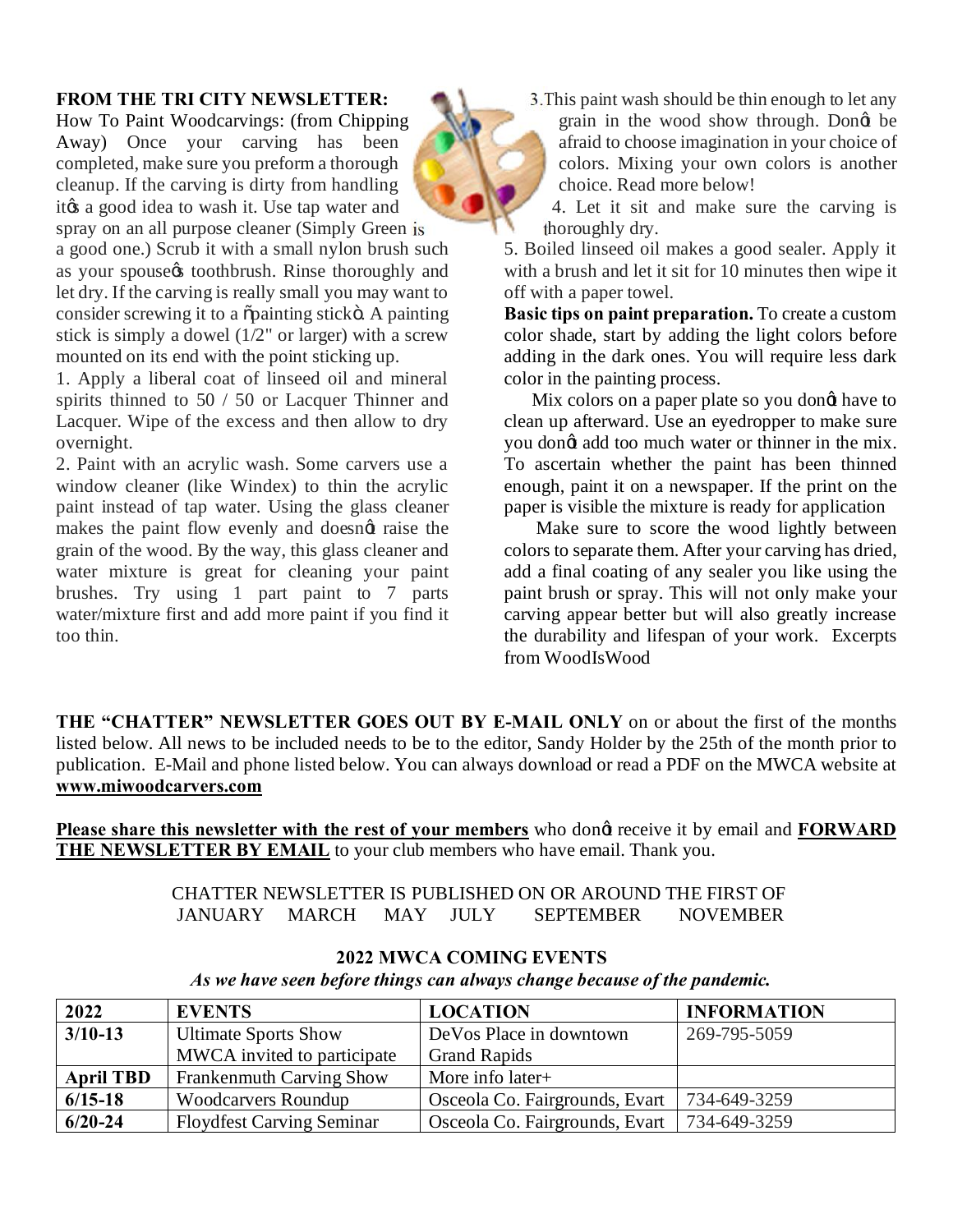**FROM THE TRI CITY NEWSLETTER:**

How To Paint Woodcarvings: (from Chipping Away) Once your carving has been completed, make sure you preform a thorough cleanup. If the carving is dirty from handling itõs a good idea to wash it. Use tap water and spray on an all purpose cleaner (Simply Green is a good one.) Scrub it with a small nylon brush such as your spouseõs toothbrush. Rinse thoroughly and let dry. If the carving is really small you may want to consider screwing it to a õpainting stickö. A painting stick is simply a dowel (1/2" or larger) with a screw mounted on its end with the point sticking up.

1. Apply a liberal coat of linseed oil and mineral spirits thinned to 50 / 50 or Lacquer Thinner and Lacquer. Wipe of the excess and then allow to dry overnight.
2. Paint with an acrylic wash. Some carvers use a window cleaner (like Windex) to thin the acrylic paint instead of tap water. Using the glass cleaner makes the paint flow evenly and doesnõt raise the grain of the wood. By the way, this glass cleaner and water mixture is great for cleaning your paint brushes. Try using 1 part paint to 7 parts water/mixture first and add more paint if you find it too thin.
3. This paint wash should be thin enough to let any grain in the wood show through. Donõt be afraid to choose imagination in your choice of colors. Mixing your own colors is another choice. Read more below!
4. Let it sit and make sure the carving is thoroughly dry.
5. Boiled linseed oil makes a good sealer. Apply it with a brush and let it sit for 10 minutes then wipe it off with a paper towel.

**Basic tips on paint preparation.** To create a custom color shade, start by adding the light colors before adding in the dark ones. You will require less dark color in the painting process.

Mix colors on a paper plate so you donõt have to clean up afterward. Use an eyedropper to make sure you donõt add too much water or thinner in the mix. To ascertain whether the paint has been thinned enough, paint it on a newspaper. If the print on the paper is visible the mixture is ready for application

Make sure to score the wood lightly between colors to separate them. After your carving has dried, add a final coating of any sealer you like using the paint brush or spray. This will not only make your carving appear better but will also greatly increase the durability and lifespan of your work. Excerpts from WoodIsWood

**THE "CHATTER" NEWSLETTER GOES OUT BY E-MAIL ONLY** on or about the first of the months listed below. All news to be included needs to be to the editor, Sandy Holder by the 25th of the month prior to publication. E-Mail and phone listed below. You can always download or read a PDF on the MWCA website at **www.miwoodcarvers.com**

**Please share this newsletter with the rest of your members** who donõt receive it by email and **FORWARD THE NEWSLETTER BY EMAIL** to your club members who have email. Thank you.

CHATTER NEWSLETTER IS PUBLISHED ON OR AROUND THE FIRST OF
JANUARY MARCH MAY JULY SEPTEMBER NOVEMBER

**2022 MWCA COMING EVENTS**

***As we have seen before things can always change because of the pandemic.***

| 2022 | EVENTS | LOCATION | INFORMATION |
|---|---|---|---|
| 3/10-13 | Ultimate Sports Show MWCA invited to participate | DeVos Place in downtown Grand Rapids | 269-795-5059 |
| April TBD | Frankenmuth Carving Show | More info later+ | |
| 6/15-18 | Woodcarvers Roundup | Osceola Co. Fairgrounds, Evart | 734-649-3259 |
| 6/20-24 | Floydfest Carving Seminar | Osceola Co. Fairgrounds, Evart | 734-649-3259 |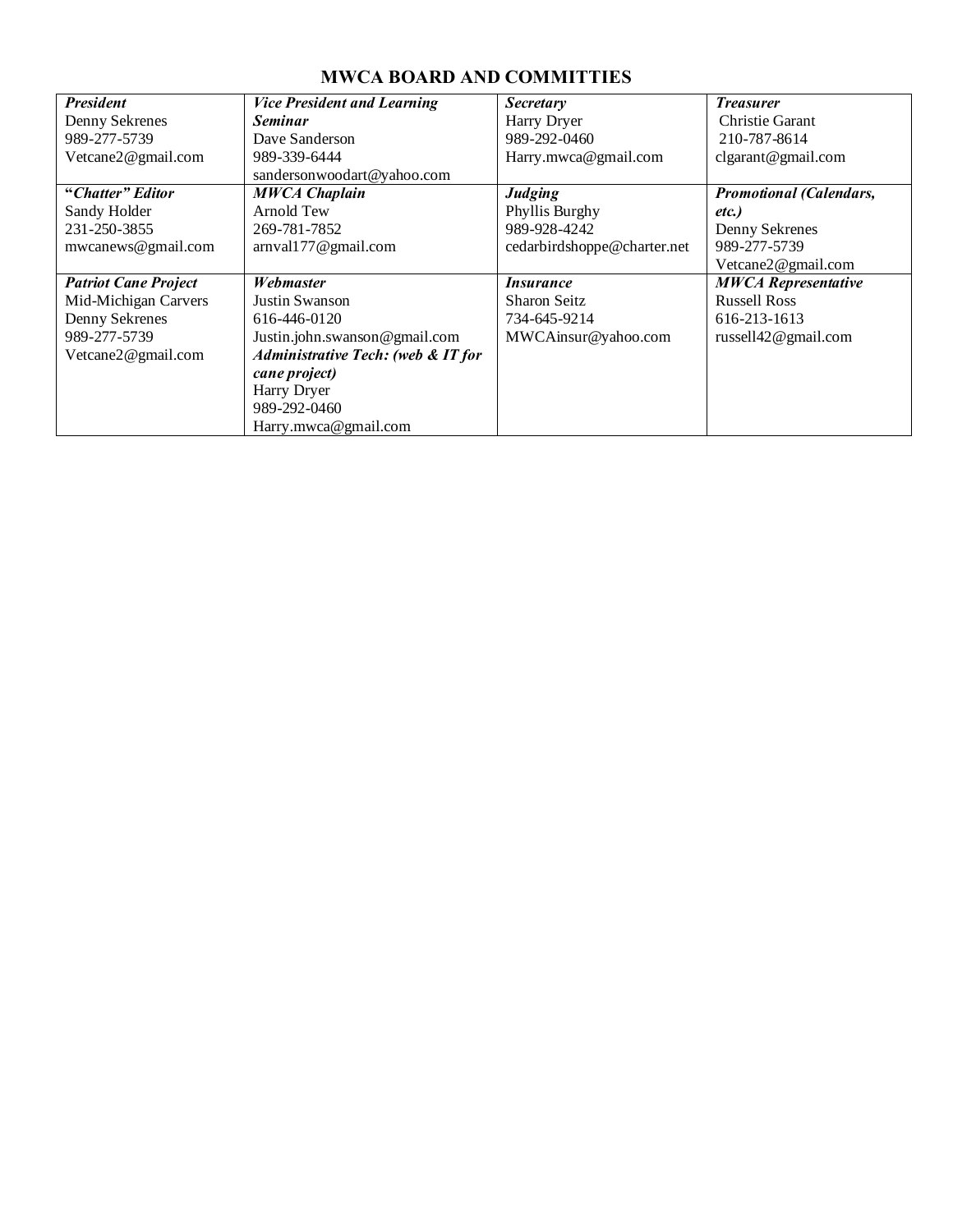## MWCA BOARD AND COMMITTIES

| | | | |
|---|---|---|---|
| ***President***<br>Denny Sekrenes<br>989-277-5739<br>Vetcane2@gmail.com | ***Vice President and Learning Seminar***<br>Dave Sanderson<br>989-339-6444<br>sandersonwoodart@yahoo.com | ***Secretary***<br>Harry Dryer<br>989-292-0460<br>Harry.mwca@gmail.com | ***Treasurer***<br>Christie Garant<br>210-787-8614<br>clgarant@gmail.com |
| **"*Chatter*" *Editor***<br>Sandy Holder<br>231-250-3855<br>mwcanews@gmail.com | ***MWCA Chaplain***<br>Arnold Tew<br>269-781-7852<br>arnval177@gmail.com | ***Judging***<br>Phyllis Burghy<br>989-928-4242<br>cedarbirdshoppe@charter.net | ***Promotional (Calendars, etc.)***<br>Denny Sekrenes<br>989-277-5739<br>Vetcane2@gmail.com |
| ***Patriot Cane Project***<br>Mid-Michigan Carvers<br>Denny Sekrenes<br>989-277-5739<br>Vetcane2@gmail.com | ***Webmaster***<br>Justin Swanson<br>616-446-0120<br>Justin.john.swanson@gmail.com<br>***Administrative Tech: (web & IT for cane project)***<br>Harry Dryer<br>989-292-0460<br>Harry.mwca@gmail.com | ***Insurance***<br>Sharon Seitz<br>734-645-9214<br>MWCAinsur@yahoo.com | ***MWCA Representative***<br>Russell Ross<br>616-213-1613<br>russell42@gmail.com |